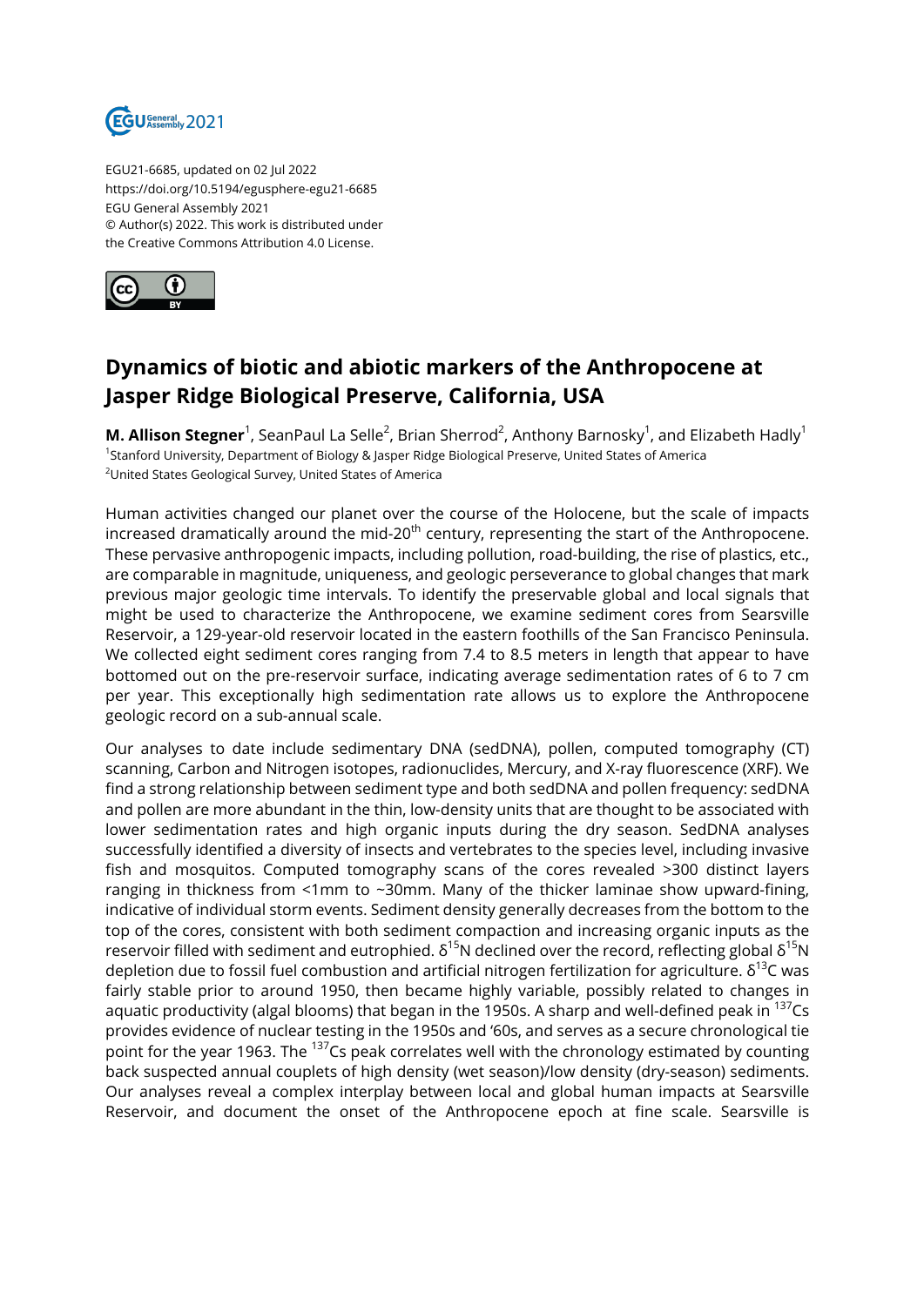EGU21-6685, updated on 02 Jul 2022
https://doi.org/10.5194/egusphere-egu21-6685
EGU General Assembly 2021
© Author(s) 2022. This work is distributed under
the Creative Commons Attribution 4.0 License.

# Dynamics of biotic and abiotic markers of the Anthropocene at Jasper Ridge Biological Preserve, California, USA

**M. Allison Stegner**[1], SeanPaul La Selle[2], Brian Sherrod[2], Anthony Barnosky[1], and Elizabeth Hadly[1]

[1]Stanford University, Department of Biology & Jasper Ridge Biological Preserve, United States of America
[2]United States Geological Survey, United States of America

Human activities changed our planet over the course of the Holocene, but the scale of impacts increased dramatically around the mid-20th century, representing the start of the Anthropocene. These pervasive anthropogenic impacts, including pollution, road-building, the rise of plastics, etc., are comparable in magnitude, uniqueness, and geologic perseverance to global changes that mark previous major geologic time intervals. To identify the preservable global and local signals that might be used to characterize the Anthropocene, we examine sediment cores from Searsville Reservoir, a 129-year-old reservoir located in the eastern foothills of the San Francisco Peninsula. We collected eight sediment cores ranging from 7.4 to 8.5 meters in length that appear to have bottomed out on the pre-reservoir surface, indicating average sedimentation rates of 6 to 7 cm per year. This exceptionally high sedimentation rate allows us to explore the Anthropocene geologic record on a sub-annual scale.

Our analyses to date include sedimentary DNA (sedDNA), pollen, computed tomography (CT) scanning, Carbon and Nitrogen isotopes, radionuclides, Mercury, and X-ray fluorescence (XRF). We find a strong relationship between sediment type and both sedDNA and pollen frequency: sedDNA and pollen are more abundant in the thin, low-density units that are thought to be associated with lower sedimentation rates and high organic inputs during the dry season. SedDNA analyses successfully identified a diversity of insects and vertebrates to the species level, including invasive fish and mosquitos. Computed tomography scans of the cores revealed >300 distinct layers ranging in thickness from <1mm to ~30mm. Many of the thicker laminae show upward-fining, indicative of individual storm events. Sediment density generally decreases from the bottom to the top of the cores, consistent with both sediment compaction and increasing organic inputs as the reservoir filled with sediment and eutrophied. $\delta^{15}N$ declined over the record, reflecting global $\delta^{15}N$ depletion due to fossil fuel combustion and artificial nitrogen fertilization for agriculture. $\delta^{13}C$ was fairly stable prior to around 1950, then became highly variable, possibly related to changes in aquatic productivity (algal blooms) that began in the 1950s. A sharp and well-defined peak in $^{137}Cs$ provides evidence of nuclear testing in the 1950s and '60s, and serves as a secure chronological tie point for the year 1963. The $^{137}Cs$ peak correlates well with the chronology estimated by counting back suspected annual couplets of high density (wet season)/low density (dry-season) sediments. Our analyses reveal a complex interplay between local and global human impacts at Searsville Reservoir, and document the onset of the Anthropocene epoch at fine scale. Searsville is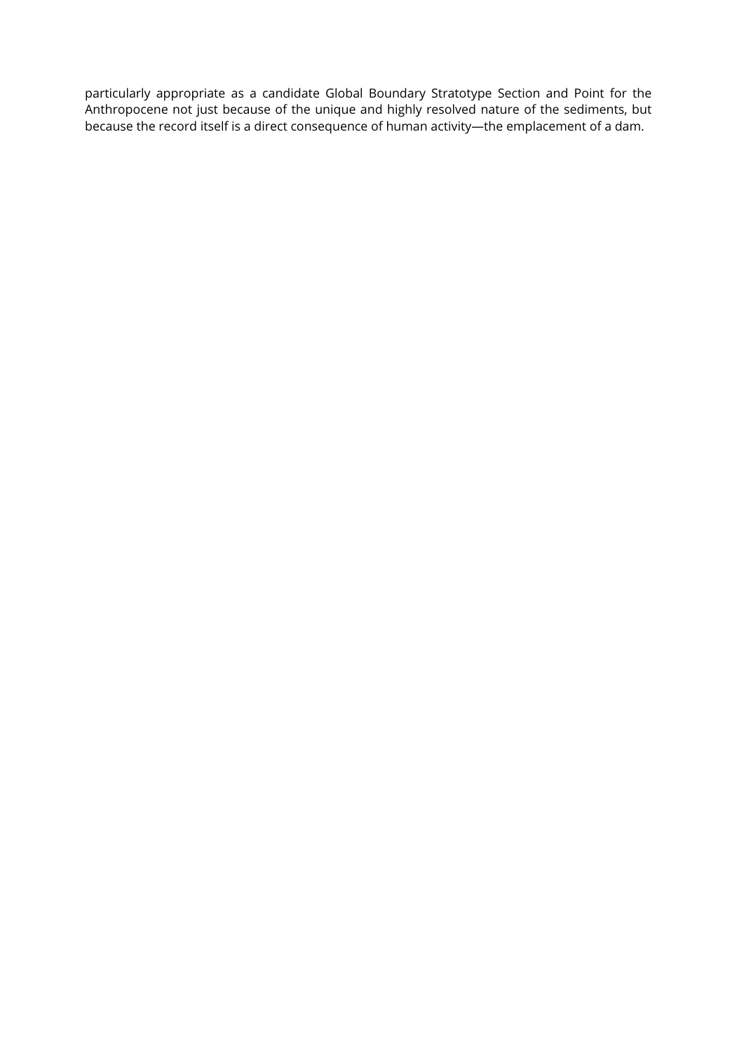particularly appropriate as a candidate Global Boundary Stratotype Section and Point for the Anthropocene not just because of the unique and highly resolved nature of the sediments, but because the record itself is a direct consequence of human activity—the emplacement of a dam.